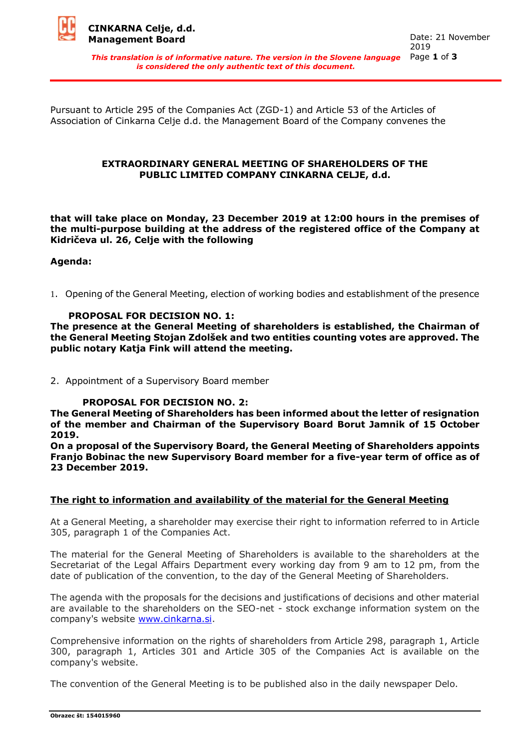**CINKARNA Celje, d.d.**
**Management Board**

Date: 21 November 2019

***This translation is of informative nature. The version in the Slovene language is considered the only authentic text of this document.***

Pursuant to Article 295 of the Companies Act (ZGD-1) and Article 53 of the Articles of Association of Cinkarna Celje d.d. the Management Board of the Company convenes the

## EXTRAORDINARY GENERAL MEETING OF SHAREHOLDERS OF THE PUBLIC LIMITED COMPANY CINKARNA CELJE, d.d.

**that will take place on Monday, 23 December 2019 at 12:00 hours in the premises of the multi-purpose building at the address of the registered office of the Company at Kidričeva ul. 26, Celje with the following**

**Agenda:**

1. Opening of the General Meeting, election of working bodies and establishment of the presence

**PROPOSAL FOR DECISION NO. 1:**
**The presence at the General Meeting of shareholders is established, the Chairman of the General Meeting Stojan Zdolšek and two entities counting votes are approved. The public notary Katja Fink will attend the meeting.**

2. Appointment of a Supervisory Board member

**PROPOSAL FOR DECISION NO. 2:**
**The General Meeting of Shareholders has been informed about the letter of resignation of the member and Chairman of the Supervisory Board Borut Jamnik of 15 October 2019.**
**On a proposal of the Supervisory Board, the General Meeting of Shareholders appoints Franjo Bobinac the new Supervisory Board member for a five-year term of office as of 23 December 2019.**

**The right to information and availability of the material for the General Meeting**

At a General Meeting, a shareholder may exercise their right to information referred to in Article 305, paragraph 1 of the Companies Act.

The material for the General Meeting of Shareholders is available to the shareholders at the Secretariat of the Legal Affairs Department every working day from 9 am to 12 pm, from the date of publication of the convention, to the day of the General Meeting of Shareholders.

The agenda with the proposals for the decisions and justifications of decisions and other material are available to the shareholders on the SEO-net - stock exchange information system on the company's website www.cinkarna.si.

Comprehensive information on the rights of shareholders from Article 298, paragraph 1, Article 300, paragraph 1, Articles 301 and Article 305 of the Companies Act is available on the company's website.

The convention of the General Meeting is to be published also in the daily newspaper Delo.

Obrazec št: 154015960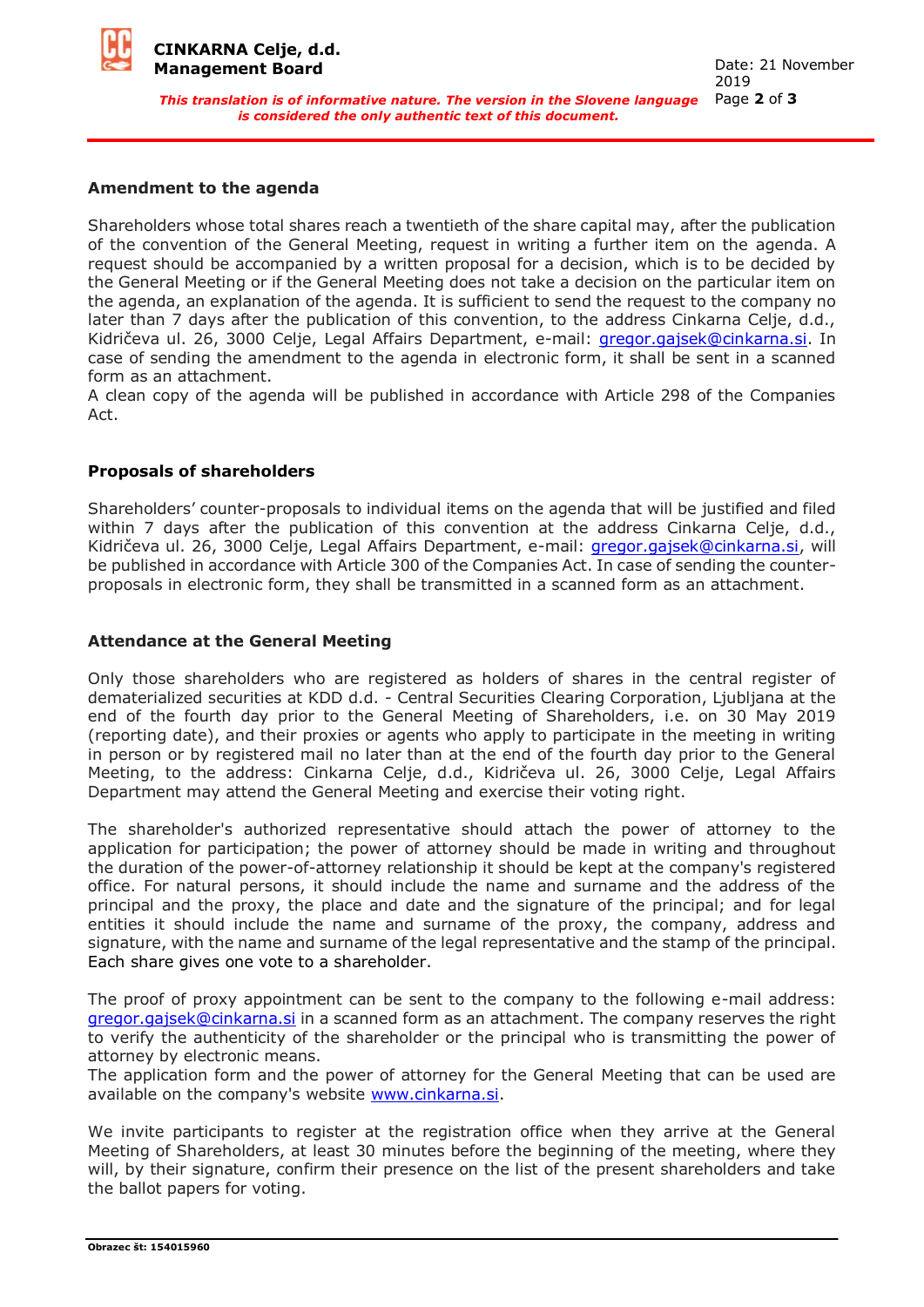## Amendment to the agenda

Shareholders whose total shares reach a twentieth of the share capital may, after the publication of the convention of the General Meeting, request in writing a further item on the agenda. A request should be accompanied by a written proposal for a decision, which is to be decided by the General Meeting or if the General Meeting does not take a decision on the particular item on the agenda, an explanation of the agenda. It is sufficient to send the request to the company no later than 7 days after the publication of this convention, to the address Cinkarna Celje, d.d., Kidričeva ul. 26, 3000 Celje, Legal Affairs Department, e-mail: gregor.gajsek@cinkarna.si. In case of sending the amendment to the agenda in electronic form, it shall be sent in a scanned form as an attachment.
A clean copy of the agenda will be published in accordance with Article 298 of the Companies Act.

## Proposals of shareholders

Shareholders' counter-proposals to individual items on the agenda that will be justified and filed within 7 days after the publication of this convention at the address Cinkarna Celje, d.d., Kidričeva ul. 26, 3000 Celje, Legal Affairs Department, e-mail: gregor.gajsek@cinkarna.si, will be published in accordance with Article 300 of the Companies Act. In case of sending the counter-proposals in electronic form, they shall be transmitted in a scanned form as an attachment.

## Attendance at the General Meeting

Only those shareholders who are registered as holders of shares in the central register of dematerialized securities at KDD d.d. - Central Securities Clearing Corporation, Ljubljana at the end of the fourth day prior to the General Meeting of Shareholders, i.e. on 30 May 2019 (reporting date), and their proxies or agents who apply to participate in the meeting in writing in person or by registered mail no later than at the end of the fourth day prior to the General Meeting, to the address: Cinkarna Celje, d.d., Kidričeva ul. 26, 3000 Celje, Legal Affairs Department may attend the General Meeting and exercise their voting right.

The shareholder's authorized representative should attach the power of attorney to the application for participation; the power of attorney should be made in writing and throughout the duration of the power-of-attorney relationship it should be kept at the company's registered office. For natural persons, it should include the name and surname and the address of the principal and the proxy, the place and date and the signature of the principal; and for legal entities it should include the name and surname of the proxy, the company, address and signature, with the name and surname of the legal representative and the stamp of the principal. Each share gives one vote to a shareholder.

The proof of proxy appointment can be sent to the company to the following e-mail address: gregor.gajsek@cinkarna.si in a scanned form as an attachment. The company reserves the right to verify the authenticity of the shareholder or the principal who is transmitting the power of attorney by electronic means.
The application form and the power of attorney for the General Meeting that can be used are available on the company's website www.cinkarna.si.

We invite participants to register at the registration office when they arrive at the General Meeting of Shareholders, at least 30 minutes before the beginning of the meeting, where they will, by their signature, confirm their presence on the list of the present shareholders and take the ballot papers for voting.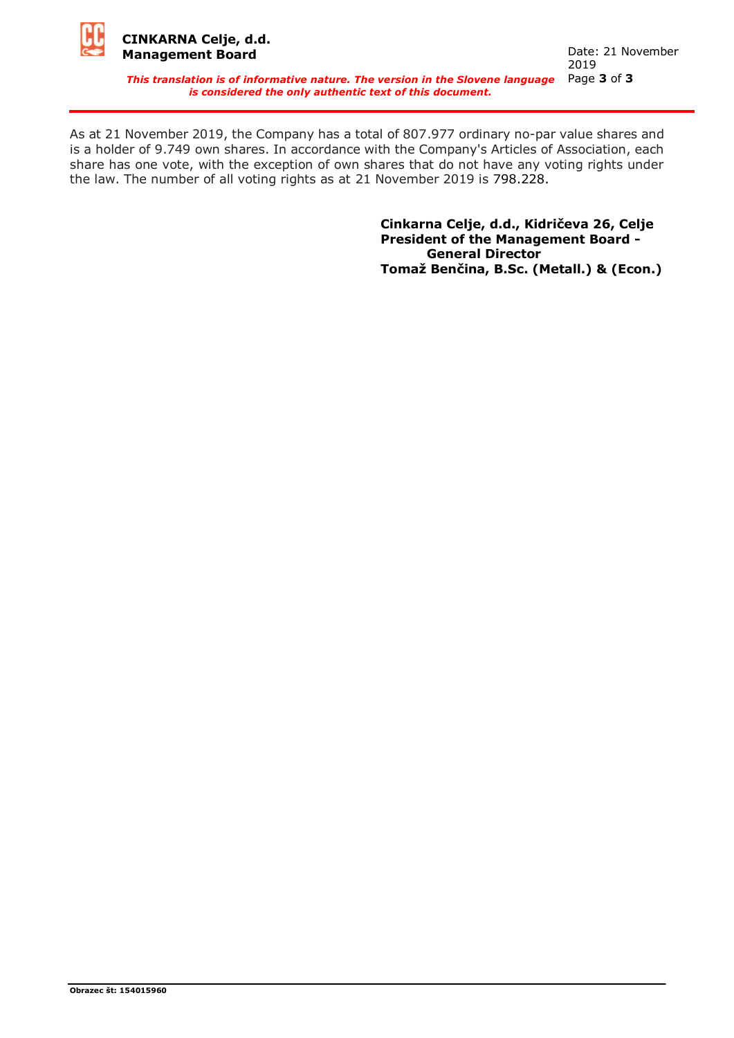As at 21 November 2019, the Company has a total of 807.977 ordinary no-par value shares and is a holder of 9.749 own shares. In accordance with the Company's Articles of Association, each share has one vote, with the exception of own shares that do not have any voting rights under the law. The number of all voting rights as at 21 November 2019 is 798.228.

**Cinkarna Celje, d.d., Kidričeva 26, Celje**
**President of the Management Board -**
**General Director**
**Tomaž Benčina, B.Sc. (Metall.) & (Econ.)**

**Obrazec št: 154015960**